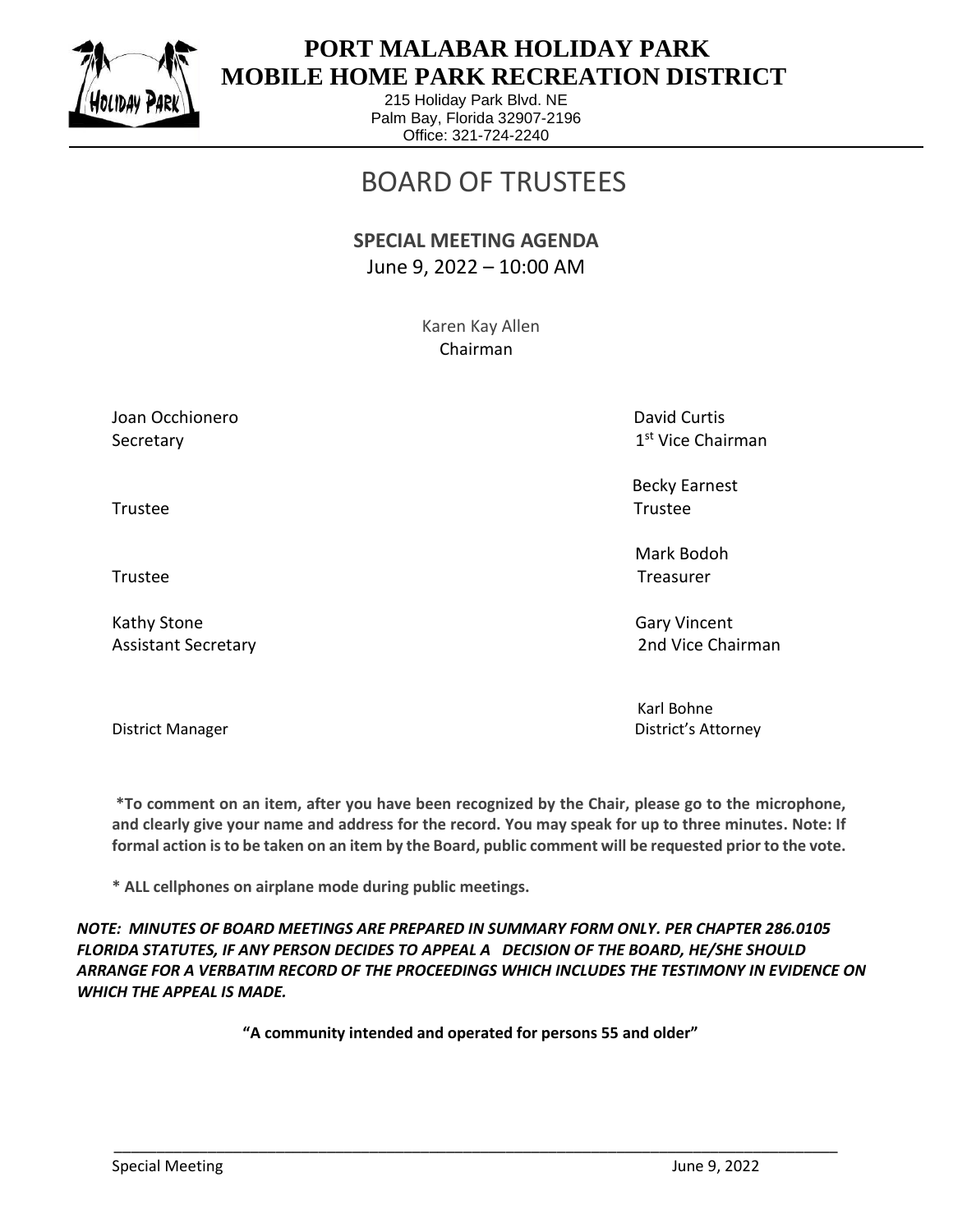# PORT MALABAR HOLIDAY PARK
# MOBILE HOME PARK RECREATION DISTRICT

215 Holiday Park Blvd. NE
Palm Bay, Florida 32907-2196
Office: 321-724-2240

## BOARD OF TRUSTEES

**SPECIAL MEETING AGENDA**
June 9, 2022 – 10:00 AM

Karen Kay Allen
Chairman

| | |
|---|---|
| Joan Occhionero<br>Secretary | David Curtis<br>1st Vice Chairman |
| Trustee | Becky Earnest<br>Trustee |
| Trustee | Mark Bodoh<br>Treasurer |
| Kathy Stone<br>Assistant Secretary | Gary Vincent<br>2nd Vice Chairman |
| District Manager | Karl Bohne<br>District's Attorney |

**\*To comment on an item, after you have been recognized by the Chair, please go to the microphone, and clearly give your name and address for the record. You may speak for up to three minutes. Note: If formal action is to be taken on an item by the Board, public comment will be requested prior to the vote.**

**\* ALL cellphones on airplane mode during public meetings.**

***NOTE: MINUTES OF BOARD MEETINGS ARE PREPARED IN SUMMARY FORM ONLY. PER CHAPTER 286.0105 FLORIDA STATUTES, IF ANY PERSON DECIDES TO APPEAL A DECISION OF THE BOARD, HE/SHE SHOULD ARRANGE FOR A VERBATIM RECORD OF THE PROCEEDINGS WHICH INCLUDES THE TESTIMONY IN EVIDENCE ON WHICH THE APPEAL IS MADE.***

**"A community intended and operated for persons 55 and older"**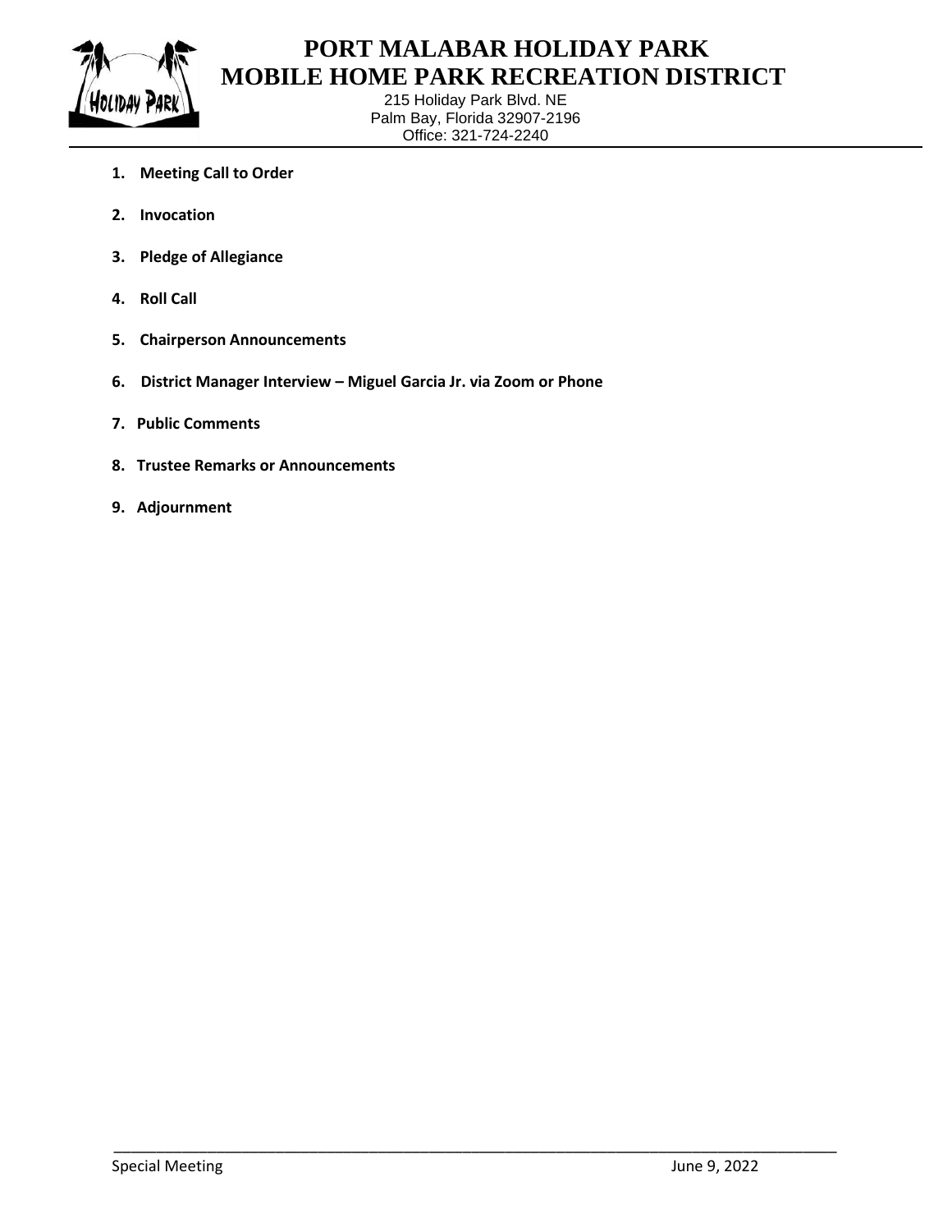# PORT MALABAR HOLIDAY PARK MOBILE HOME PARK RECREATION DISTRICT

215 Holiday Park Blvd. NE
Palm Bay, Florida 32907-2196
Office: 321-724-2240

1. **Meeting Call to Order**
2. **Invocation**
3. **Pledge of Allegiance**
4. **Roll Call**
5. **Chairperson Announcements**
6. **District Manager Interview – Miguel Garcia Jr. via Zoom or Phone**
7. **Public Comments**
8. **Trustee Remarks or Announcements**
9. **Adjournment**